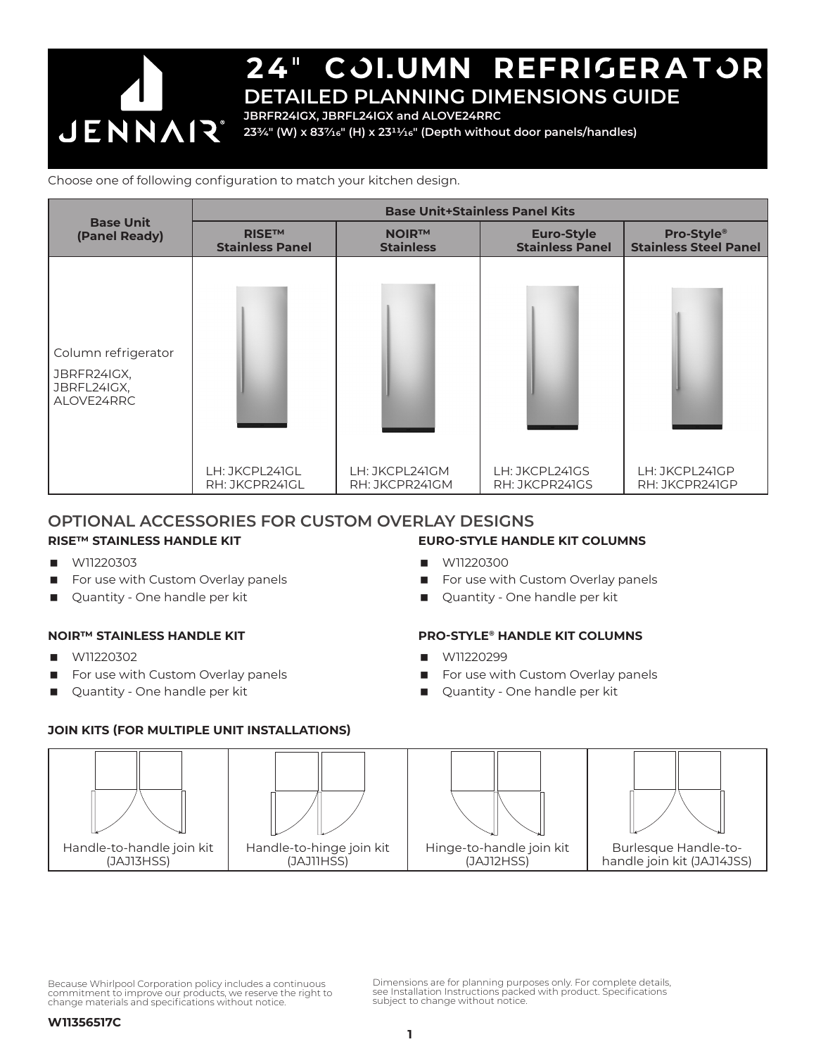# 24" COLUMN REFRIGERATOR

## DETAILED PLANNING DIMENSIONS GUIDE

**JBRFR24IGX, JBRFL24IGX and ALOVE24RRC**

**23¾" (W) x 83⁷⁄₁₆" (H) x 23¹¹⁄₁₆" (Depth without door panels/handles)**

Choose one of following configuration to match your kitchen design.

| Base Unit (Panel Ready) | Base Unit+Stainless Panel Kits | | | |
|---|---|---|---|---|
| | RISE™ Stainless Panel | NOIR™ Stainless | Euro-Style Stainless Panel | Pro-Style® Stainless Steel Panel |
| Column refrigerator JBRFR24IGX, JBRFL24IGX, ALOVE24RRC | LH: JKCPL241GL RH: JKCPR241GL | LH: JKCPL241GM RH: JKCPR241GM | LH: JKCPL241GS RH: JKCPR241GS | LH: JKCPL241GP RH: JKCPR241GP |

## OPTIONAL ACCESSORIES FOR CUSTOM OVERLAY DESIGNS

### RISE™ STAINLESS HANDLE KIT

- W11220303
- For use with Custom Overlay panels
- Quantity - One handle per kit

### NOIR™ STAINLESS HANDLE KIT

- W11220302
- For use with Custom Overlay panels
- Quantity - One handle per kit

### EURO-STYLE HANDLE KIT COLUMNS

- W11220300
- For use with Custom Overlay panels
- Quantity - One handle per kit

### PRO-STYLE® HANDLE KIT COLUMNS

- W11220299
- For use with Custom Overlay panels
- Quantity - One handle per kit

### JOIN KITS (FOR MULTIPLE UNIT INSTALLATIONS)

| Handle-to-handle join kit (JAJ13HSS) | Handle-to-hinge join kit (JAJ11HSS) | Hinge-to-handle join kit (JAJ12HSS) | Burlesque Handle-to-handle join kit (JAJ14JSS) |
|---|---|---|---|

Because Whirlpool Corporation policy includes a continuous commitment to improve our products, we reserve the right to change materials and specifications without notice.

Dimensions are for planning purposes only. For complete details, see Installation Instructions packed with product. Specifications subject to change without notice.

**W11356517C**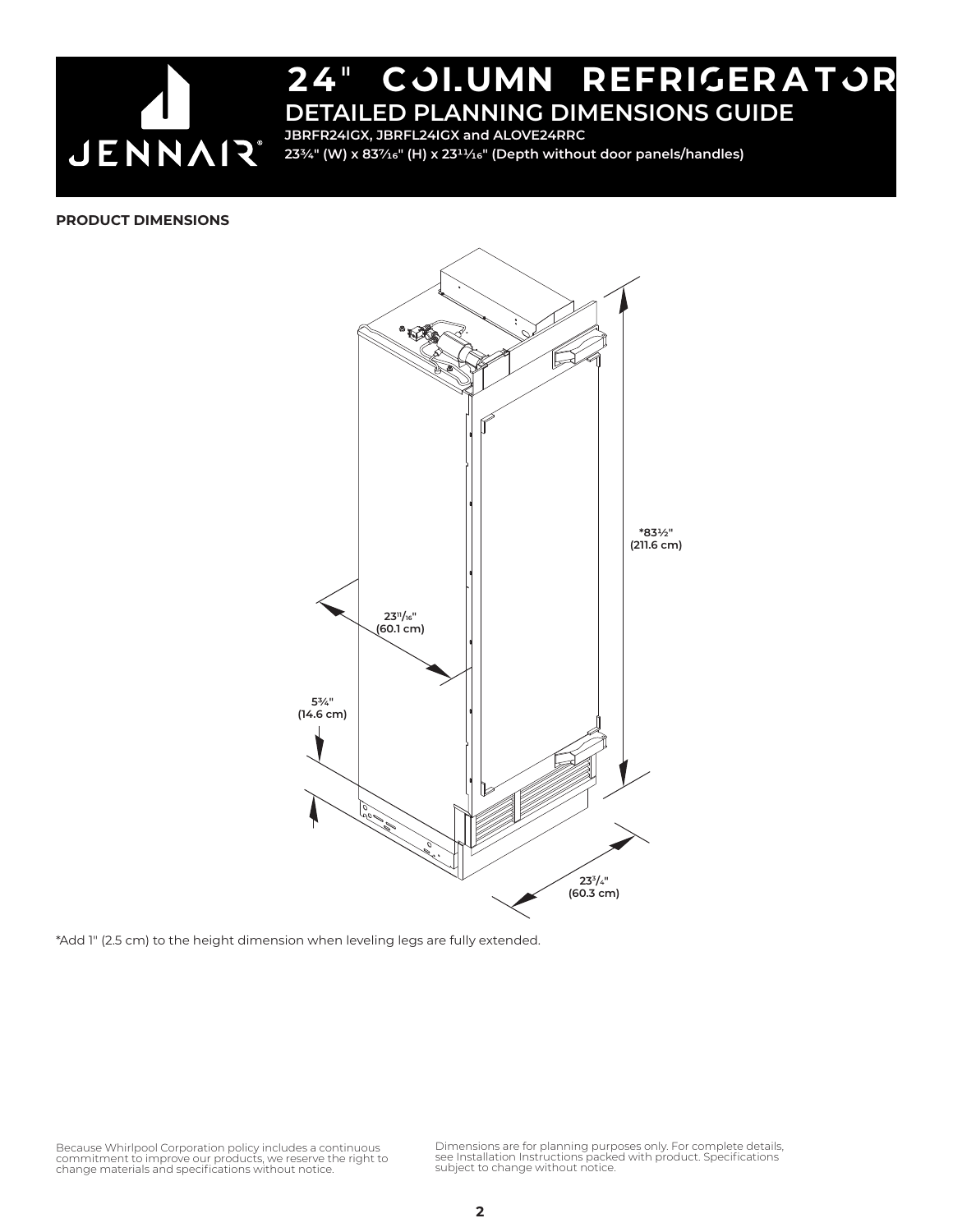# 24" COLUMN REFRIGERATOR

## DETAILED PLANNING DIMENSIONS GUIDE

**JBRFR24IGX, JBRFL24IGX and ALOVE24RRC**

**23¾" (W) x 83⁷⁄₁₆" (H) x 23¹¹⁄₁₆" (Depth without door panels/handles)**

### PRODUCT DIMENSIONS

*83½" (211.6 cm)

23¹¹/₁₆" (60.1 cm)

5¾" (14.6 cm)

23³/₄" (60.3 cm)

*Add 1" (2.5 cm) to the height dimension when leveling legs are fully extended.

Because Whirlpool Corporation policy includes a continuous commitment to improve our products, we reserve the right to change materials and specifications without notice.

Dimensions are for planning purposes only. For complete details, see Installation Instructions packed with product. Specifications subject to change without notice.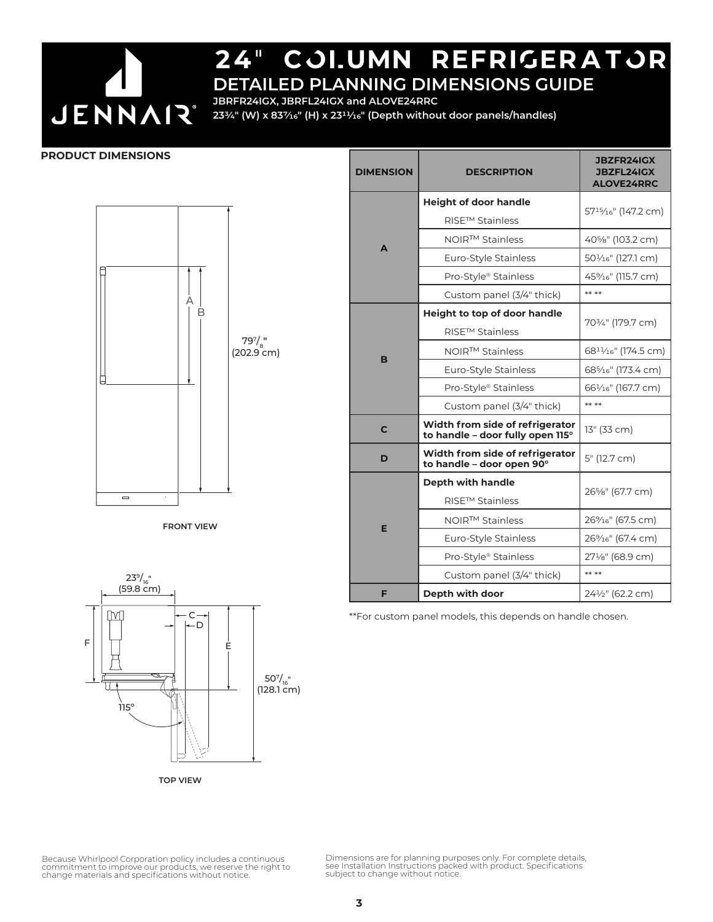# 24" COLUMN REFRIGERATOR

## DETAILED PLANNING DIMENSIONS GUIDE

**JBRFR24IGX, JBRFL24IGX and ALOVE24RRC**

**23¾" (W) x 83⁷⁄₁₆" (H) x 23¹¹⁄₁₆" (Depth without door panels/handles)**

### PRODUCT DIMENSIONS

A

B

79⁷/₈"
(202.9 cm)

FRONT VIEW

23⁹/₁₆"
(59.8 cm)

C

D

F

E

50⁷/₁₆"
(128.1 cm)

115°

TOP VIEW

| DIMENSION | DESCRIPTION | JBZFR24IGX JBZFL24IGX ALOVE24RRC |
|---|---|---|
| A | **Height of door handle** RISE™ Stainless | 57¹⁵⁄₁₆" (147.2 cm) |
| | NOIR™ Stainless | 40⅝" (103.2 cm) |
| | Euro-Style Stainless | 50¹⁄₁₆" (127.1 cm) |
| | Pro-Style® Stainless | 45⁹⁄₁₆" (115.7 cm) |
| | Custom panel (3/4" thick) | ** ** |
| B | **Height to top of door handle** RISE™ Stainless | 70¾" (179.7 cm) |
| | NOIR™ Stainless | 68¹¹⁄₁₆" (174.5 cm) |
| | Euro-Style Stainless | 68⁵⁄₁₆" (173.4 cm) |
| | Pro-Style® Stainless | 66¹⁄₁₆" (167.7 cm) |
| | Custom panel (3/4" thick) | ** ** |
| C | **Width from side of refrigerator to handle – door fully open 115°** | 13" (33 cm) |
| D | **Width from side of refrigerator to handle – door open 90°** | 5" (12.7 cm) |
| E | **Depth with handle** RISE™ Stainless | 26⅝" (67.7 cm) |
| | NOIR™ Stainless | 26⁹⁄₁₆" (67.5 cm) |
| | Euro-Style Stainless | 26⁹⁄₁₆" (67.4 cm) |
| | Pro-Style® Stainless | 27⅛" (68.9 cm) |
| | Custom panel (3/4" thick) | ** ** |
| F | **Depth with door** | 24½" (62.2 cm) |

**For custom panel models, this depends on handle chosen.

Because Whirlpool Corporation policy includes a continuous commitment to improve our products, we reserve the right to change materials and specifications without notice.

Dimensions are for planning purposes only. For complete details, see Installation Instructions packed with product. Specifications subject to change without notice.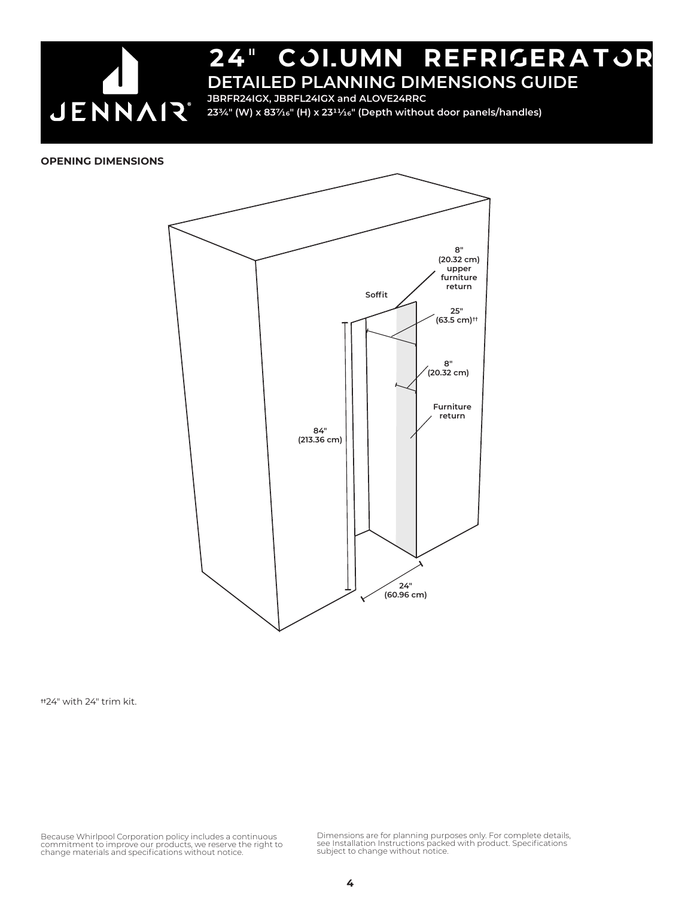# 24" COLUMN REFRIGERATOR

## DETAILED PLANNING DIMENSIONS GUIDE

**JBRFR24IGX, JBRFL24IGX and ALOVE24RRC**

**23¾" (W) x 83⁷⁄₁₆" (H) x 23¹¹⁄₁₆" (Depth without door panels/handles)**

**OPENING DIMENSIONS**

Soffit

8" (20.32 cm) upper furniture return

25" (63.5 cm)††

8" (20.32 cm)

Furniture return

84" (213.36 cm)

24" (60.96 cm)

††24" with 24" trim kit.

Because Whirlpool Corporation policy includes a continuous commitment to improve our products, we reserve the right to change materials and specifications without notice.

Dimensions are for planning purposes only. For complete details, see Installation Instructions packed with product. Specifications subject to change without notice.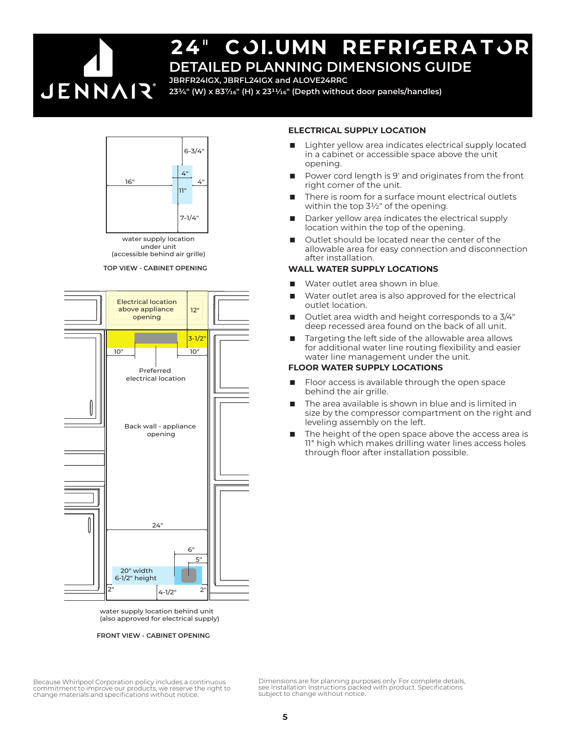# 24" COLUMN REFRIGERATOR

## DETAILED PLANNING DIMENSIONS GUIDE

**JBRFR24IGX, JBRFL24IGX and ALOVE24RRC**

**23¾" (W) x 83⁷⁄₁₆" (H) x 23¹¹⁄₁₆" (Depth without door panels/handles)**

6-3/4"

4"

16"

4"

11"

7-1/4"

water supply location under unit (accessible behind air grille)

TOP VIEW - CABINET OPENING

Electrical location above appliance opening

12"

3-1/2"

10"

10"

Preferred electrical location

Back wall - appliance opening

24"

6"

5"

20" width
6-1/2" height

2"

4-1/2"

2"

water supply location behind unit (also approved for electrical supply)

FRONT VIEW - CABINET OPENING

### ELECTRICAL SUPPLY LOCATION

- Lighter yellow area indicates electrical supply located in a cabinet or accessible space above the unit opening.
- Power cord length is 9' and originates from the front right corner of the unit.
- There is room for a surface mount electrical outlets within the top 3½" of the opening.
- Darker yellow area indicates the electrical supply location within the top of the opening.
- Outlet should be located near the center of the allowable area for easy connection and disconnection after installation.

### WALL WATER SUPPLY LOCATIONS

- Water outlet area shown in blue.
- Water outlet area is also approved for the electrical outlet location.
- Outlet area width and height corresponds to a 3/4" deep recessed area found on the back of all unit.
- Targeting the left side of the allowable area allows for additional water line routing flexibility and easier water line management under the unit.

### FLOOR WATER SUPPLY LOCATIONS

- Floor access is available through the open space behind the air grille.
- The area available is shown in blue and is limited in size by the compressor compartment on the right and leveling assembly on the left.
- The height of the open space above the access area is 11" high which makes drilling water lines access holes through floor after installation possible.

Because Whirlpool Corporation policy includes a continuous commitment to improve our products, we reserve the right to change materials and specifications without notice.

Dimensions are for planning purposes only. For complete details, see Installation Instructions packed with product. Specifications subject to change without notice.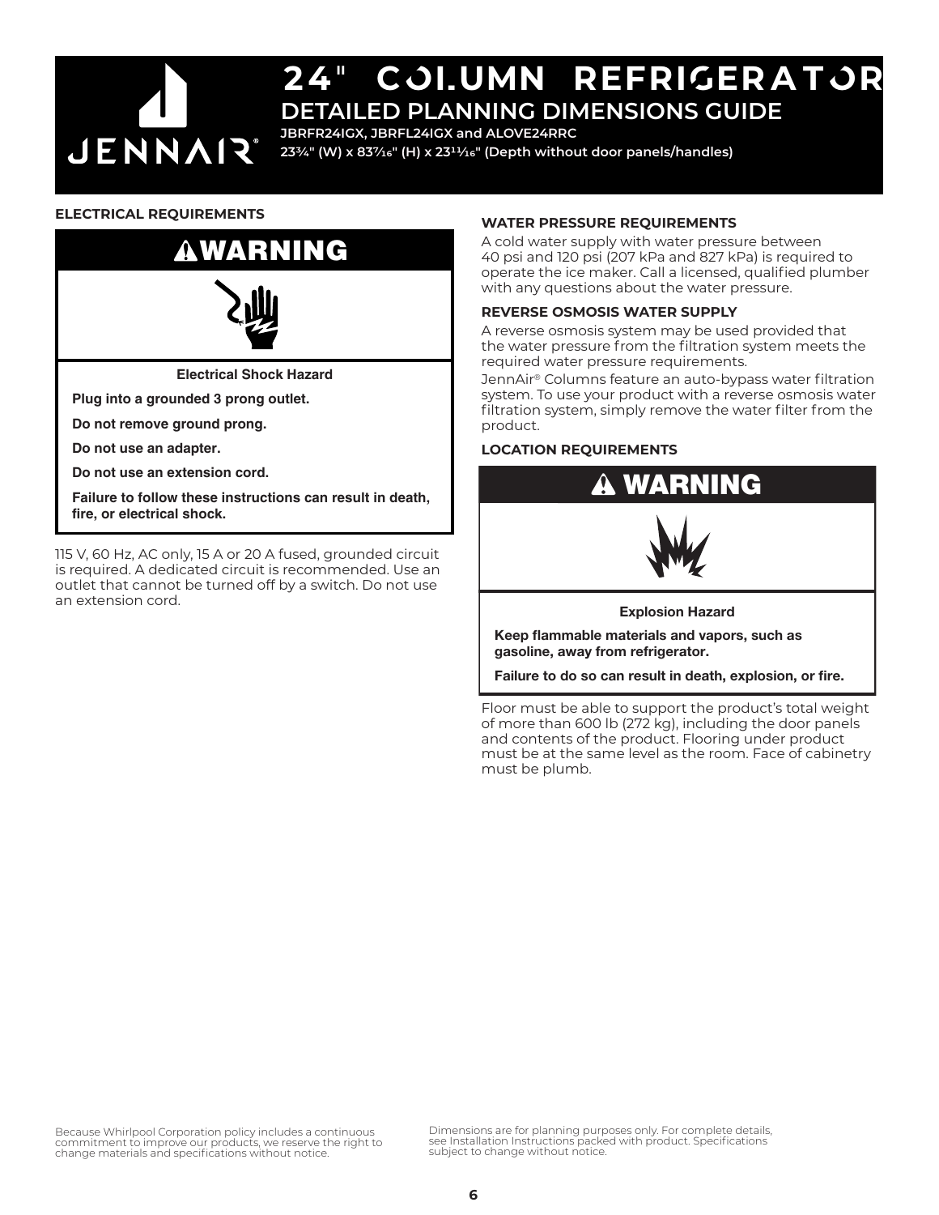# 24" COLUMN REFRIGERATOR

## DETAILED PLANNING DIMENSIONS GUIDE

**JBRFR24IGX, JBRFL24IGX and ALOVE24RRC**

**23¾" (W) x 83⁷⁄₁₆" (H) x 23¹¹⁄₁₆" (Depth without door panels/handles)**

### ELECTRICAL REQUIREMENTS

**⚠WARNING**

**Electrical Shock Hazard**

**Plug into a grounded 3 prong outlet.**

**Do not remove ground prong.**

**Do not use an adapter.**

**Do not use an extension cord.**

**Failure to follow these instructions can result in death, fire, or electrical shock.**

115 V, 60 Hz, AC only, 15 A or 20 A fused, grounded circuit is required. A dedicated circuit is recommended. Use an outlet that cannot be turned off by a switch. Do not use an extension cord.

### WATER PRESSURE REQUIREMENTS

A cold water supply with water pressure between 40 psi and 120 psi (207 kPa and 827 kPa) is required to operate the ice maker. Call a licensed, qualified plumber with any questions about the water pressure.

### REVERSE OSMOSIS WATER SUPPLY

A reverse osmosis system may be used provided that the water pressure from the filtration system meets the required water pressure requirements.

JennAir® Columns feature an auto-bypass water filtration system. To use your product with a reverse osmosis water filtration system, simply remove the water filter from the product.

### LOCATION REQUIREMENTS

**⚠ WARNING**

**Explosion Hazard**

**Keep flammable materials and vapors, such as gasoline, away from refrigerator.**

**Failure to do so can result in death, explosion, or fire.**

Floor must be able to support the product's total weight of more than 600 lb (272 kg), including the door panels and contents of the product. Flooring under product must be at the same level as the room. Face of cabinetry must be plumb.

Because Whirlpool Corporation policy includes a continuous commitment to improve our products, we reserve the right to change materials and specifications without notice.

Dimensions are for planning purposes only. For complete details, see Installation Instructions packed with product. Specifications subject to change without notice.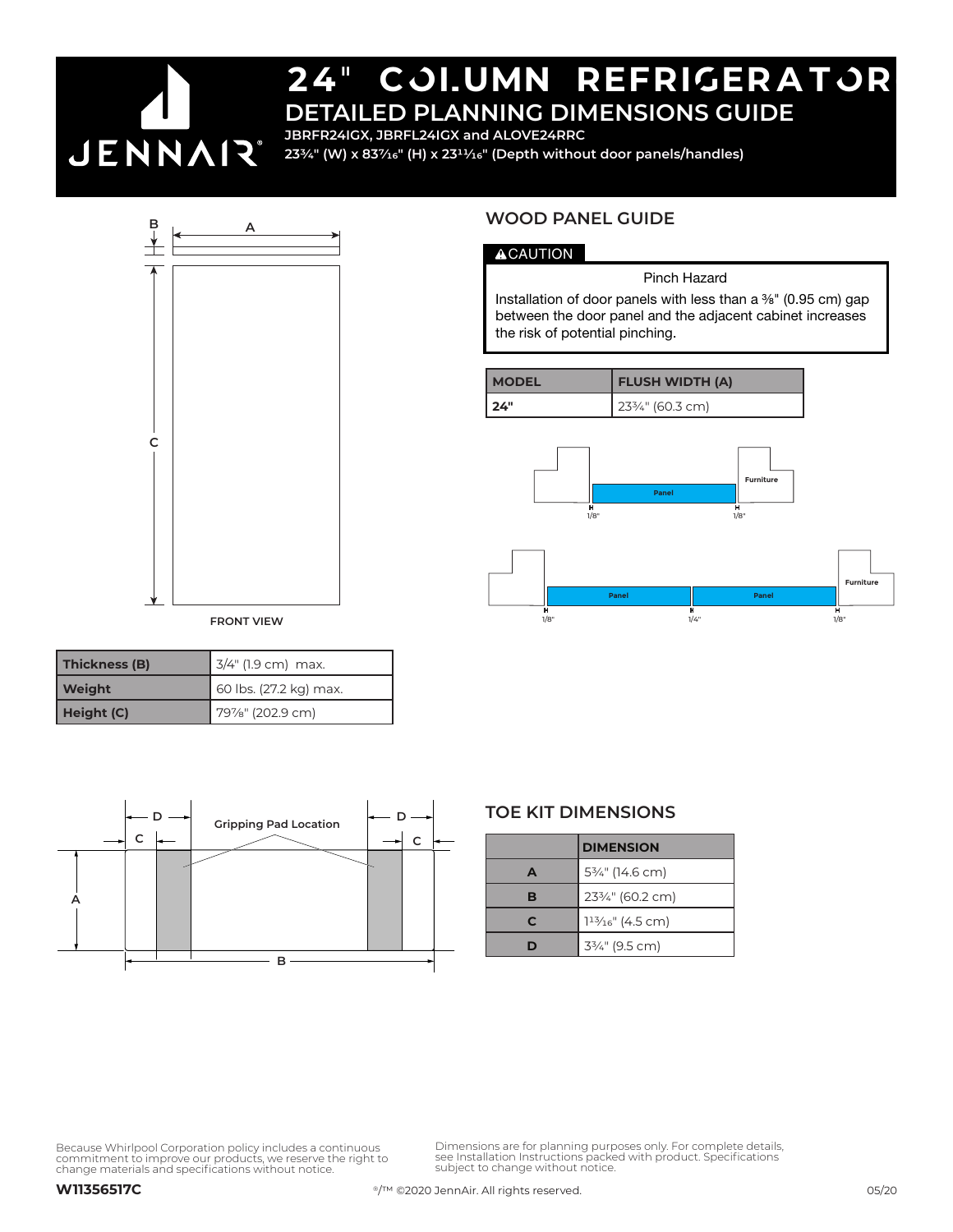# 24" COLUMN REFRIGERATOR

## DETAILED PLANNING DIMENSIONS GUIDE

**JBRFR24IGX, JBRFL24IGX and ALOVE24RRC**

**23¾" (W) x 83⁷⁄₁₆" (H) x 23¹¹⁄₁₆" (Depth without door panels/handles)**

B
A
C

FRONT VIEW

| | |
|---|---|
| **Thickness (B)** | 3/4" (1.9 cm) max. |
| **Weight** | 60 lbs. (27.2 kg) max. |
| **Height (C)** | 79⅞" (202.9 cm) |

## WOOD PANEL GUIDE

**⚠CAUTION**

Pinch Hazard

Installation of door panels with less than a ⅜" (0.95 cm) gap between the door panel and the adjacent cabinet increases the risk of potential pinching.

| MODEL | FLUSH WIDTH (A) |
|---|---|
| **24"** | 23¾" (60.3 cm) |

Panel
Furniture
1/8"
1/8"

Panel
Panel
Furniture
1/8"
1/4"
1/8"

D
C
Gripping Pad Location
D
C
A
B

## TOE KIT DIMENSIONS

| | DIMENSION |
|---|---|
| **A** | 5¾" (14.6 cm) |
| **B** | 23¾" (60.2 cm) |
| **C** | 1¹³⁄₁₆" (4.5 cm) |
| **D** | 3¾" (9.5 cm) |

Because Whirlpool Corporation policy includes a continuous commitment to improve our products, we reserve the right to change materials and specifications without notice.

Dimensions are for planning purposes only. For complete details, see Installation Instructions packed with product. Specifications subject to change without notice.

**W11356517C**

®/™ ©2020 JennAir. All rights reserved.

05/20